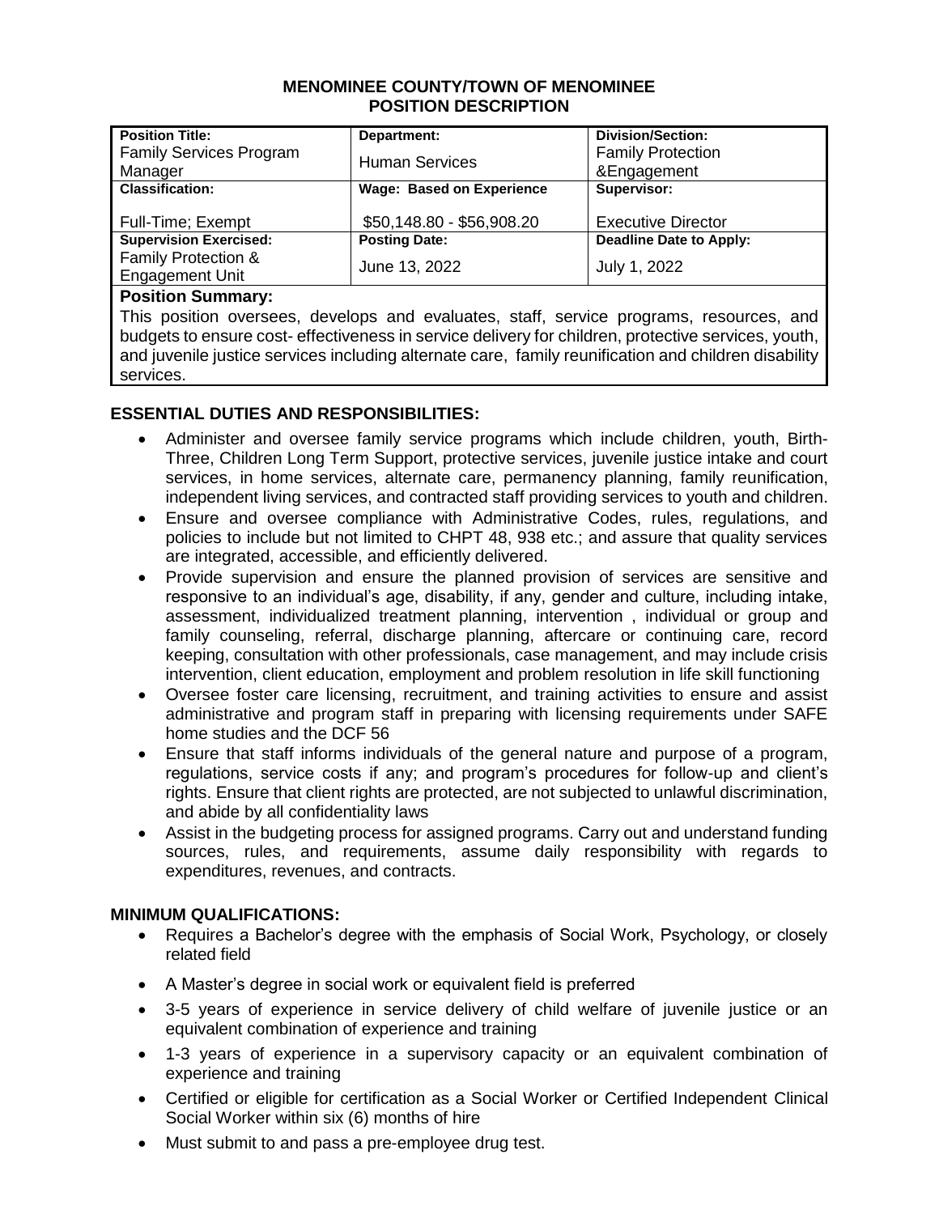# MENOMINEE COUNTY/TOWN OF MENOMINEE
## POSITION DESCRIPTION

| **Position Title:** Family Services Program Manager | **Department:** Human Services | **Division/Section:** Family Protection &Engagement |
|---|---|---|
| **Classification:** Full-Time; Exempt | **Wage: Based on Experience** $50,148.80 - $56,908.20 | **Supervisor:** Executive Director |
| **Supervision Exercised:** Family Protection & Engagement Unit | **Posting Date:** June 13, 2022 | **Deadline Date to Apply:** July 1, 2022 |

**Position Summary:**

This position oversees, develops and evaluates, staff, service programs, resources, and budgets to ensure cost- effectiveness in service delivery for children, protective services, youth, and juvenile justice services including alternate care, family reunification and children disability services.

## ESSENTIAL DUTIES AND RESPONSIBILITIES:

- Administer and oversee family service programs which include children, youth, Birth-Three, Children Long Term Support, protective services, juvenile justice intake and court services, in home services, alternate care, permanency planning, family reunification, independent living services, and contracted staff providing services to youth and children.
- Ensure and oversee compliance with Administrative Codes, rules, regulations, and policies to include but not limited to CHPT 48, 938 etc.; and assure that quality services are integrated, accessible, and efficiently delivered.
- Provide supervision and ensure the planned provision of services are sensitive and responsive to an individual's age, disability, if any, gender and culture, including intake, assessment, individualized treatment planning, intervention , individual or group and family counseling, referral, discharge planning, aftercare or continuing care, record keeping, consultation with other professionals, case management, and may include crisis intervention, client education, employment and problem resolution in life skill functioning
- Oversee foster care licensing, recruitment, and training activities to ensure and assist administrative and program staff in preparing with licensing requirements under SAFE home studies and the DCF 56
- Ensure that staff informs individuals of the general nature and purpose of a program, regulations, service costs if any; and program's procedures for follow-up and client's rights. Ensure that client rights are protected, are not subjected to unlawful discrimination, and abide by all confidentiality laws
- Assist in the budgeting process for assigned programs. Carry out and understand funding sources, rules, and requirements, assume daily responsibility with regards to expenditures, revenues, and contracts.

## MINIMUM QUALIFICATIONS:

- Requires a Bachelor's degree with the emphasis of Social Work, Psychology, or closely related field
- A Master's degree in social work or equivalent field is preferred
- 3-5 years of experience in service delivery of child welfare of juvenile justice or an equivalent combination of experience and training
- 1-3 years of experience in a supervisory capacity or an equivalent combination of experience and training
- Certified or eligible for certification as a Social Worker or Certified Independent Clinical Social Worker within six (6) months of hire
- Must submit to and pass a pre-employee drug test.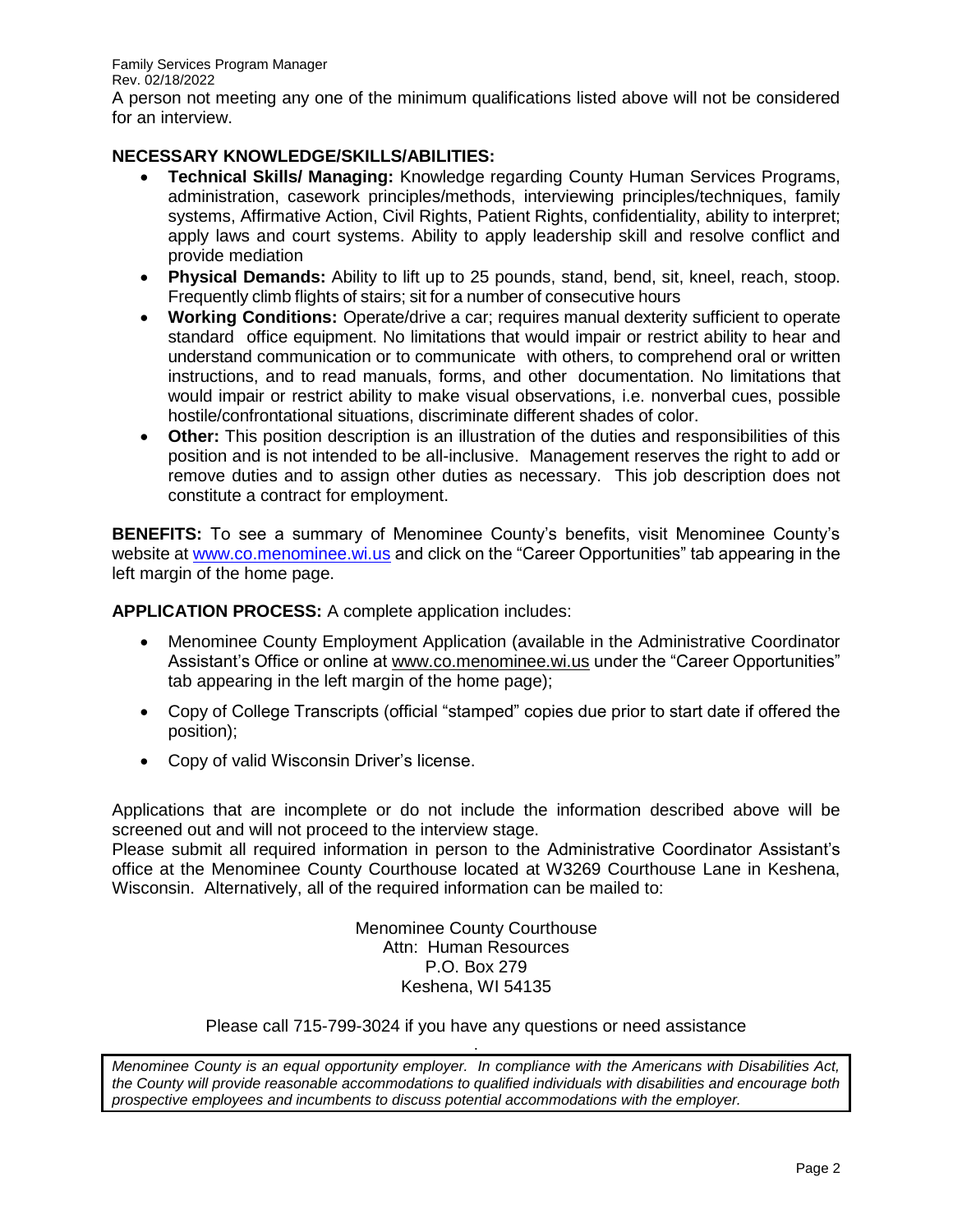A person not meeting any one of the minimum qualifications listed above will not be considered for an interview.

**NECESSARY KNOWLEDGE/SKILLS/ABILITIES:**

- **Technical Skills/ Managing:** Knowledge regarding County Human Services Programs, administration, casework principles/methods, interviewing principles/techniques, family systems, Affirmative Action, Civil Rights, Patient Rights, confidentiality, ability to interpret; apply laws and court systems. Ability to apply leadership skill and resolve conflict and provide mediation
- **Physical Demands:** Ability to lift up to 25 pounds, stand, bend, sit, kneel, reach, stoop. Frequently climb flights of stairs; sit for a number of consecutive hours
- **Working Conditions:** Operate/drive a car; requires manual dexterity sufficient to operate standard office equipment. No limitations that would impair or restrict ability to hear and understand communication or to communicate with others, to comprehend oral or written instructions, and to read manuals, forms, and other documentation. No limitations that would impair or restrict ability to make visual observations, i.e. nonverbal cues, possible hostile/confrontational situations, discriminate different shades of color.
- **Other:** This position description is an illustration of the duties and responsibilities of this position and is not intended to be all-inclusive. Management reserves the right to add or remove duties and to assign other duties as necessary. This job description does not constitute a contract for employment.

**BENEFITS:** To see a summary of Menominee County's benefits, visit Menominee County's website at www.co.menominee.wi.us and click on the "Career Opportunities" tab appearing in the left margin of the home page.

**APPLICATION PROCESS:** A complete application includes:

- Menominee County Employment Application (available in the Administrative Coordinator Assistant's Office or online at www.co.menominee.wi.us under the "Career Opportunities" tab appearing in the left margin of the home page);
- Copy of College Transcripts (official "stamped" copies due prior to start date if offered the position);
- Copy of valid Wisconsin Driver's license.

Applications that are incomplete or do not include the information described above will be screened out and will not proceed to the interview stage.

Please submit all required information in person to the Administrative Coordinator Assistant's office at the Menominee County Courthouse located at W3269 Courthouse Lane in Keshena, Wisconsin. Alternatively, all of the required information can be mailed to:

Menominee County Courthouse
Attn: Human Resources
P.O. Box 279
Keshena, WI 54135

Please call 715-799-3024 if you have any questions or need assistance

*Menominee County is an equal opportunity employer. In compliance with the Americans with Disabilities Act, the County will provide reasonable accommodations to qualified individuals with disabilities and encourage both prospective employees and incumbents to discuss potential accommodations with the employer.*